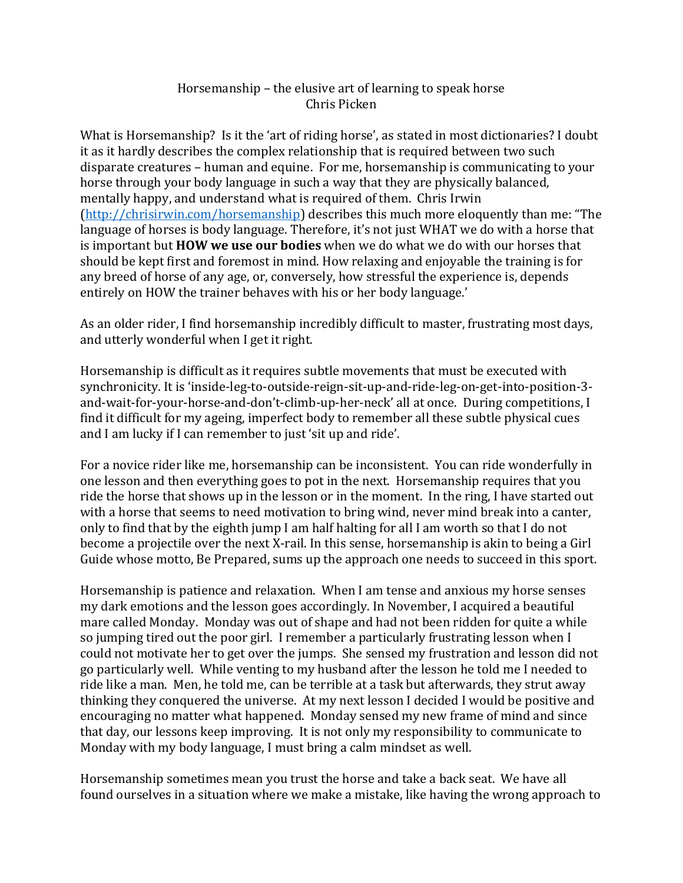Horsemanship – the elusive art of learning to speak horse
Chris Picken

What is Horsemanship? Is it the 'art of riding horse', as stated in most dictionaries? I doubt it as it hardly describes the complex relationship that is required between two such disparate creatures – human and equine. For me, horsemanship is communicating to your horse through your body language in such a way that they are physically balanced, mentally happy, and understand what is required of them. Chris Irwin (http://chrisirwin.com/horsemanship) describes this much more eloquently than me: "The language of horses is body language. Therefore, it's not just WHAT we do with a horse that is important but **HOW we use our bodies** when we do what we do with our horses that should be kept first and foremost in mind. How relaxing and enjoyable the training is for any breed of horse of any age, or, conversely, how stressful the experience is, depends entirely on HOW the trainer behaves with his or her body language.'

As an older rider, I find horsemanship incredibly difficult to master, frustrating most days, and utterly wonderful when I get it right.

Horsemanship is difficult as it requires subtle movements that must be executed with synchronicity. It is 'inside-leg-to-outside-reign-sit-up-and-ride-leg-on-get-into-position-3-and-wait-for-your-horse-and-don't-climb-up-her-neck' all at once. During competitions, I find it difficult for my ageing, imperfect body to remember all these subtle physical cues and I am lucky if I can remember to just 'sit up and ride'.

For a novice rider like me, horsemanship can be inconsistent. You can ride wonderfully in one lesson and then everything goes to pot in the next. Horsemanship requires that you ride the horse that shows up in the lesson or in the moment. In the ring, I have started out with a horse that seems to need motivation to bring wind, never mind break into a canter, only to find that by the eighth jump I am half halting for all I am worth so that I do not become a projectile over the next X-rail. In this sense, horsemanship is akin to being a Girl Guide whose motto, Be Prepared, sums up the approach one needs to succeed in this sport.

Horsemanship is patience and relaxation. When I am tense and anxious my horse senses my dark emotions and the lesson goes accordingly. In November, I acquired a beautiful mare called Monday. Monday was out of shape and had not been ridden for quite a while so jumping tired out the poor girl. I remember a particularly frustrating lesson when I could not motivate her to get over the jumps. She sensed my frustration and lesson did not go particularly well. While venting to my husband after the lesson he told me I needed to ride like a man. Men, he told me, can be terrible at a task but afterwards, they strut away thinking they conquered the universe. At my next lesson I decided I would be positive and encouraging no matter what happened. Monday sensed my new frame of mind and since that day, our lessons keep improving. It is not only my responsibility to communicate to Monday with my body language, I must bring a calm mindset as well.

Horsemanship sometimes mean you trust the horse and take a back seat. We have all found ourselves in a situation where we make a mistake, like having the wrong approach to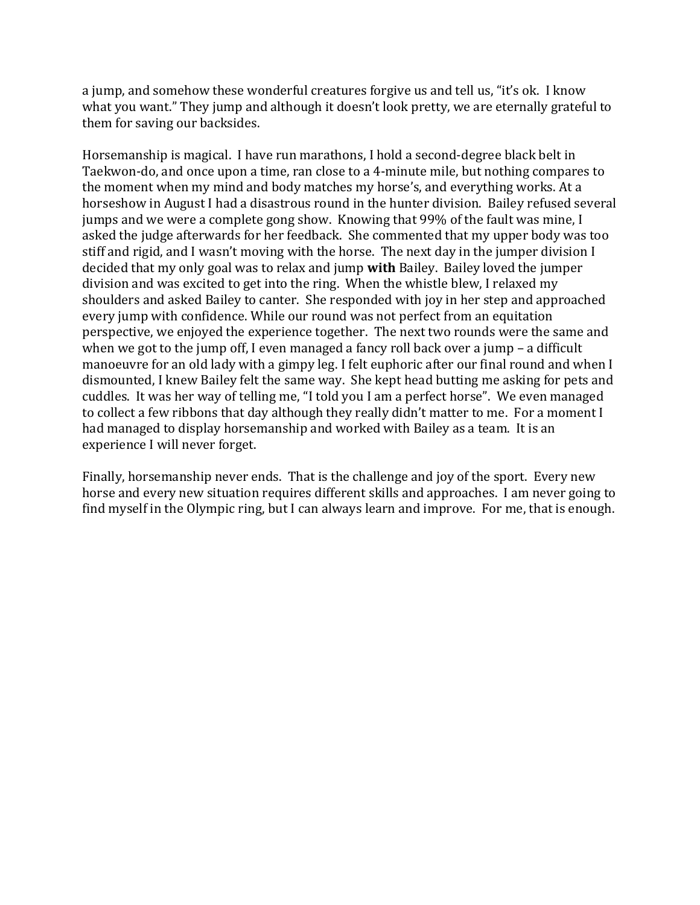a jump, and somehow these wonderful creatures forgive us and tell us, "it's ok. I know what you want." They jump and although it doesn't look pretty, we are eternally grateful to them for saving our backsides.

Horsemanship is magical. I have run marathons, I hold a second-degree black belt in Taekwon-do, and once upon a time, ran close to a 4-minute mile, but nothing compares to the moment when my mind and body matches my horse's, and everything works. At a horseshow in August I had a disastrous round in the hunter division. Bailey refused several jumps and we were a complete gong show. Knowing that 99% of the fault was mine, I asked the judge afterwards for her feedback. She commented that my upper body was too stiff and rigid, and I wasn't moving with the horse. The next day in the jumper division I decided that my only goal was to relax and jump **with** Bailey. Bailey loved the jumper division and was excited to get into the ring. When the whistle blew, I relaxed my shoulders and asked Bailey to canter. She responded with joy in her step and approached every jump with confidence. While our round was not perfect from an equitation perspective, we enjoyed the experience together. The next two rounds were the same and when we got to the jump off, I even managed a fancy roll back over a jump – a difficult manoeuvre for an old lady with a gimpy leg. I felt euphoric after our final round and when I dismounted, I knew Bailey felt the same way. She kept head butting me asking for pets and cuddles. It was her way of telling me, "I told you I am a perfect horse". We even managed to collect a few ribbons that day although they really didn't matter to me. For a moment I had managed to display horsemanship and worked with Bailey as a team. It is an experience I will never forget.

Finally, horsemanship never ends. That is the challenge and joy of the sport. Every new horse and every new situation requires different skills and approaches. I am never going to find myself in the Olympic ring, but I can always learn and improve. For me, that is enough.